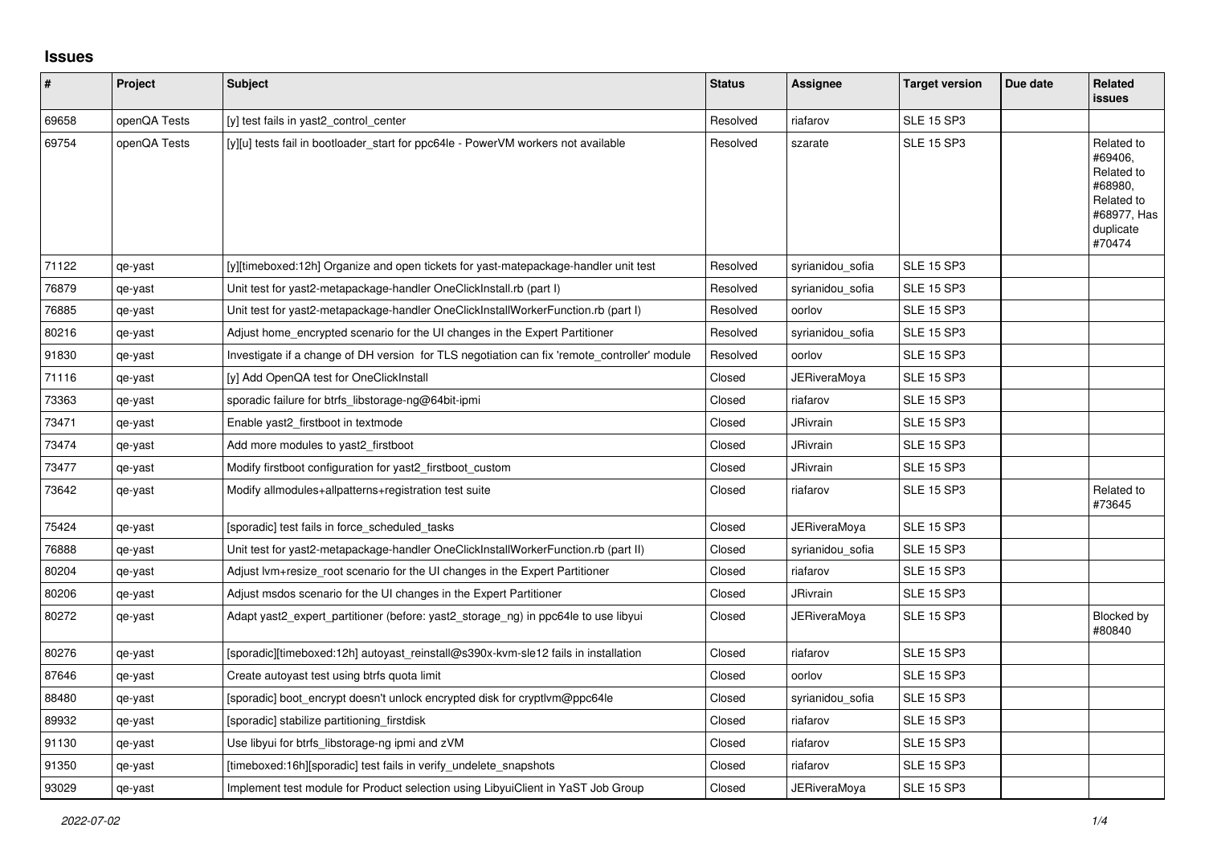# Issues

| # | Project | Subject | Status | Assignee | Target version | Due date | Related issues |
|---|---|---|---|---|---|---|---|
| 69658 | openQA Tests | [y] test fails in yast2_control_center | Resolved | riafarov | SLE 15 SP3 | | |
| 69754 | openQA Tests | [y][u] tests fail in bootloader_start for ppc64le - PowerVM workers not available | Resolved | szarate | SLE 15 SP3 | | Related to #69406, Related to #68980, Related to #68977, Has duplicate #70474 |
| 71122 | qe-yast | [y][timeboxed:12h] Organize and open tickets for yast-matepackage-handler unit test | Resolved | syrianidou_sofia | SLE 15 SP3 | | |
| 76879 | qe-yast | Unit test for yast2-metapackage-handler OneClickInstall.rb (part I) | Resolved | syrianidou_sofia | SLE 15 SP3 | | |
| 76885 | qe-yast | Unit test for yast2-metapackage-handler OneClickInstallWorkerFunction.rb (part I) | Resolved | oorlov | SLE 15 SP3 | | |
| 80216 | qe-yast | Adjust home_encrypted scenario for the UI changes in the Expert Partitioner | Resolved | syrianidou_sofia | SLE 15 SP3 | | |
| 91830 | qe-yast | Investigate if a change of DH version for TLS negotiation can fix 'remote_controller' module | Resolved | oorlov | SLE 15 SP3 | | |
| 71116 | qe-yast | [y] Add OpenQA test for OneClickInstall | Closed | JERiveraMoya | SLE 15 SP3 | | |
| 73363 | qe-yast | sporadic failure for btrfs_libstorage-ng@64bit-ipmi | Closed | riafarov | SLE 15 SP3 | | |
| 73471 | qe-yast | Enable yast2_firstboot in textmode | Closed | JRivrain | SLE 15 SP3 | | |
| 73474 | qe-yast | Add more modules to yast2_firstboot | Closed | JRivrain | SLE 15 SP3 | | |
| 73477 | qe-yast | Modify firstboot configuration for yast2_firstboot_custom | Closed | JRivrain | SLE 15 SP3 | | |
| 73642 | qe-yast | Modify allmodules+allpatterns+registration test suite | Closed | riafarov | SLE 15 SP3 | | Related to #73645 |
| 75424 | qe-yast | [sporadic] test fails in force_scheduled_tasks | Closed | JERiveraMoya | SLE 15 SP3 | | |
| 76888 | qe-yast | Unit test for yast2-metapackage-handler OneClickInstallWorkerFunction.rb (part II) | Closed | syrianidou_sofia | SLE 15 SP3 | | |
| 80204 | qe-yast | Adjust lvm+resize_root scenario for the UI changes in the Expert Partitioner | Closed | riafarov | SLE 15 SP3 | | |
| 80206 | qe-yast | Adjust msdos scenario for the UI changes in the Expert Partitioner | Closed | JRivrain | SLE 15 SP3 | | |
| 80272 | qe-yast | Adapt yast2_expert_partitioner (before: yast2_storage_ng) in ppc64le to use libyui | Closed | JERiveraMoya | SLE 15 SP3 | | Blocked by #80840 |
| 80276 | qe-yast | [sporadic][timeboxed:12h] autoyast_reinstall@s390x-kvm-sle12 fails in installation | Closed | riafarov | SLE 15 SP3 | | |
| 87646 | qe-yast | Create autoyast test using btrfs quota limit | Closed | oorlov | SLE 15 SP3 | | |
| 88480 | qe-yast | [sporadic] boot_encrypt doesn't unlock encrypted disk for cryptlvm@ppc64le | Closed | syrianidou_sofia | SLE 15 SP3 | | |
| 89932 | qe-yast | [sporadic] stabilize partitioning_firstdisk | Closed | riafarov | SLE 15 SP3 | | |
| 91130 | qe-yast | Use libyui for btrfs_libstorage-ng ipmi and zVM | Closed | riafarov | SLE 15 SP3 | | |
| 91350 | qe-yast | [timeboxed:16h][sporadic] test fails in verify_undelete_snapshots | Closed | riafarov | SLE 15 SP3 | | |
| 93029 | qe-yast | Implement test module for Product selection using LibyuiClient in YaST Job Group | Closed | JERiveraMoya | SLE 15 SP3 | | |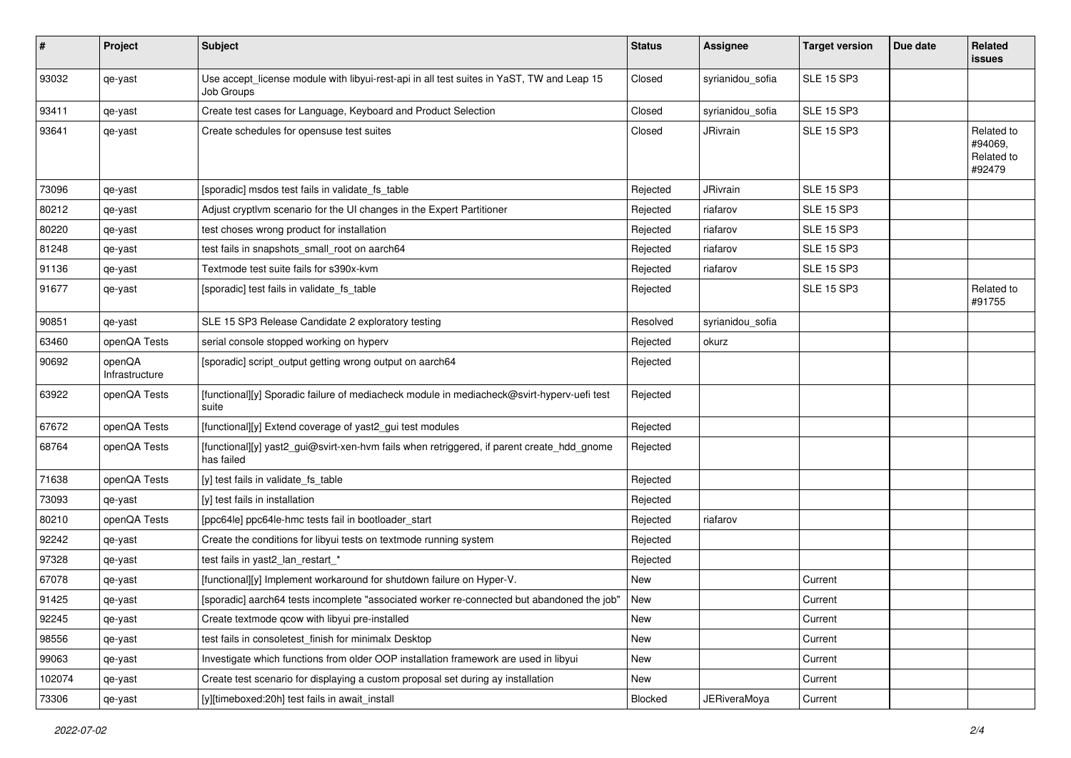| # | Project | Subject | Status | Assignee | Target version | Due date | Related issues |
| --- | --- | --- | --- | --- | --- | --- | --- |
| 93032 | qe-yast | Use accept_license module with libyui-rest-api in all test suites in YaST, TW and Leap 15 Job Groups | Closed | syrianidou_sofia | SLE 15 SP3 | | |
| 93411 | qe-yast | Create test cases for Language, Keyboard and Product Selection | Closed | syrianidou_sofia | SLE 15 SP3 | | |
| 93641 | qe-yast | Create schedules for opensuse test suites | Closed | JRivrain | SLE 15 SP3 | | Related to #94069, Related to #92479 |
| 73096 | qe-yast | [sporadic] msdos test fails in validate_fs_table | Rejected | JRivrain | SLE 15 SP3 | | |
| 80212 | qe-yast | Adjust cryptlvm scenario for the UI changes in the Expert Partitioner | Rejected | riafarov | SLE 15 SP3 | | |
| 80220 | qe-yast | test choses wrong product for installation | Rejected | riafarov | SLE 15 SP3 | | |
| 81248 | qe-yast | test fails in snapshots_small_root on aarch64 | Rejected | riafarov | SLE 15 SP3 | | |
| 91136 | qe-yast | Textmode test suite fails for s390x-kvm | Rejected | riafarov | SLE 15 SP3 | | |
| 91677 | qe-yast | [sporadic] test fails in validate_fs_table | Rejected | | SLE 15 SP3 | | Related to #91755 |
| 90851 | qe-yast | SLE 15 SP3 Release Candidate 2 exploratory testing | Resolved | syrianidou_sofia | | | |
| 63460 | openQA Tests | serial console stopped working on hyperv | Rejected | okurz | | | |
| 90692 | openQA Infrastructure | [sporadic] script_output getting wrong output on aarch64 | Rejected | | | | |
| 63922 | openQA Tests | [functional][y] Sporadic failure of mediacheck module in mediacheck@svirt-hyperv-uefi test suite | Rejected | | | | |
| 67672 | openQA Tests | [functional][y] Extend coverage of yast2_gui test modules | Rejected | | | | |
| 68764 | openQA Tests | [functional][y] yast2_gui@svirt-xen-hvm fails when retriggered, if parent create_hdd_gnome has failed | Rejected | | | | |
| 71638 | openQA Tests | [y] test fails in validate_fs_table | Rejected | | | | |
| 73093 | qe-yast | [y] test fails in installation | Rejected | | | | |
| 80210 | openQA Tests | [ppc64le] ppc64le-hmc tests fail in bootloader_start | Rejected | riafarov | | | |
| 92242 | qe-yast | Create the conditions for libyui tests on textmode running system | Rejected | | | | |
| 97328 | qe-yast | test fails in yast2_lan_restart_* | Rejected | | | | |
| 67078 | qe-yast | [functional][y] Implement workaround for shutdown failure on Hyper-V. | New | | Current | | |
| 91425 | qe-yast | [sporadic] aarch64 tests incomplete "associated worker re-connected but abandoned the job" | New | | Current | | |
| 92245 | qe-yast | Create textmode qcow with libyui pre-installed | New | | Current | | |
| 98556 | qe-yast | test fails in consoletest_finish for minimalx Desktop | New | | Current | | |
| 99063 | qe-yast | Investigate which functions from older OOP installation framework are used in libyui | New | | Current | | |
| 102074 | qe-yast | Create test scenario for displaying a custom proposal set during ay installation | New | | Current | | |
| 73306 | qe-yast | [y][timeboxed:20h] test fails in await_install | Blocked | JERiveraMoya | Current | | |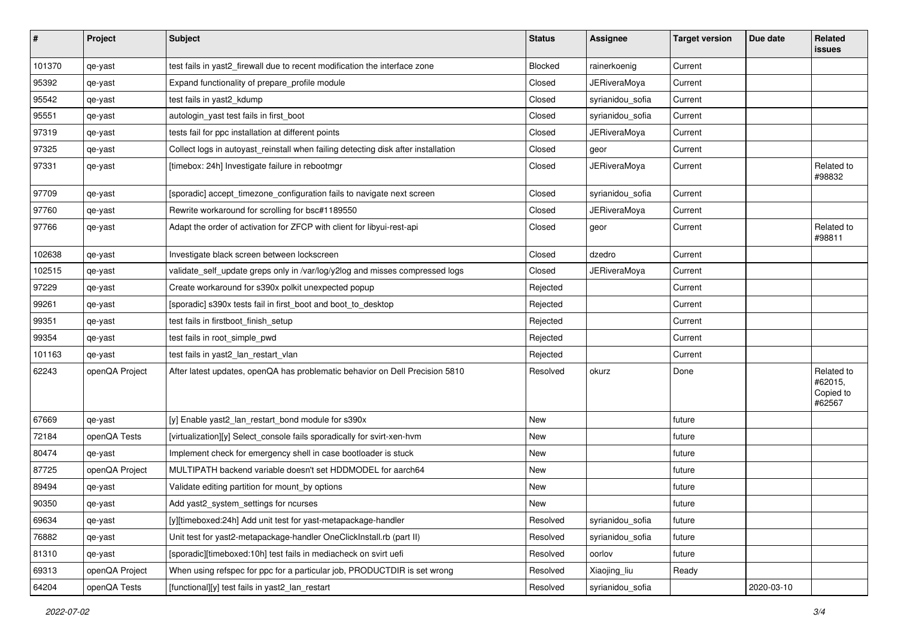| # | Project | Subject | Status | Assignee | Target version | Due date | Related issues |
|---|---|---|---|---|---|---|---|
| 101370 | qe-yast | test fails in yast2_firewall due to recent modification the interface zone | Blocked | rainerkoenig | Current | | |
| 95392 | qe-yast | Expand functionality of prepare_profile module | Closed | JERiveraMoya | Current | | |
| 95542 | qe-yast | test fails in yast2_kdump | Closed | syrianidou_sofia | Current | | |
| 95551 | qe-yast | autologin_yast test fails in first_boot | Closed | syrianidou_sofia | Current | | |
| 97319 | qe-yast | tests fail for ppc installation at different points | Closed | JERiveraMoya | Current | | |
| 97325 | qe-yast | Collect logs in autoyast_reinstall when failing detecting disk after installation | Closed | geor | Current | | |
| 97331 | qe-yast | [timebox: 24h] Investigate failure in rebootmgr | Closed | JERiveraMoya | Current | | Related to #98832 |
| 97709 | qe-yast | [sporadic] accept_timezone_configuration fails to navigate next screen | Closed | syrianidou_sofia | Current | | |
| 97760 | qe-yast | Rewrite workaround for scrolling for bsc#1189550 | Closed | JERiveraMoya | Current | | |
| 97766 | qe-yast | Adapt the order of activation for ZFCP with client for libyui-rest-api | Closed | geor | Current | | Related to #98811 |
| 102638 | qe-yast | Investigate black screen between lockscreen | Closed | dzedro | Current | | |
| 102515 | qe-yast | validate_self_update greps only in /var/log/y2log and misses compressed logs | Closed | JERiveraMoya | Current | | |
| 97229 | qe-yast | Create workaround for s390x polkit unexpected popup | Rejected | | Current | | |
| 99261 | qe-yast | [sporadic] s390x tests fail in first_boot and boot_to_desktop | Rejected | | Current | | |
| 99351 | qe-yast | test fails in firstboot_finish_setup | Rejected | | Current | | |
| 99354 | qe-yast | test fails in root_simple_pwd | Rejected | | Current | | |
| 101163 | qe-yast | test fails in yast2_lan_restart_vlan | Rejected | | Current | | |
| 62243 | openQA Project | After latest updates, openQA has problematic behavior on Dell Precision 5810 | Resolved | okurz | Done | | Related to #62015, Copied to #62567 |
| 67669 | qe-yast | [y] Enable yast2_lan_restart_bond module for s390x | New | | future | | |
| 72184 | openQA Tests | [virtualization][y] Select_console fails sporadically for svirt-xen-hvm | New | | future | | |
| 80474 | qe-yast | Implement check for emergency shell in case bootloader is stuck | New | | future | | |
| 87725 | openQA Project | MULTIPATH backend variable doesn't set HDDMODEL for aarch64 | New | | future | | |
| 89494 | qe-yast | Validate editing partition for mount_by options | New | | future | | |
| 90350 | qe-yast | Add yast2_system_settings for ncurses | New | | future | | |
| 69634 | qe-yast | [y][timeboxed:24h] Add unit test for yast-metapackage-handler | Resolved | syrianidou_sofia | future | | |
| 76882 | qe-yast | Unit test for yast2-metapackage-handler OneClickInstall.rb (part II) | Resolved | syrianidou_sofia | future | | |
| 81310 | qe-yast | [sporadic][timeboxed:10h] test fails in mediacheck on svirt uefi | Resolved | oorlov | future | | |
| 69313 | openQA Project | When using refspec for ppc for a particular job, PRODUCTDIR is set wrong | Resolved | Xiaojing_liu | Ready | | |
| 64204 | openQA Tests | [functional][y] test fails in yast2_lan_restart | Resolved | syrianidou_sofia | | 2020-03-10 | |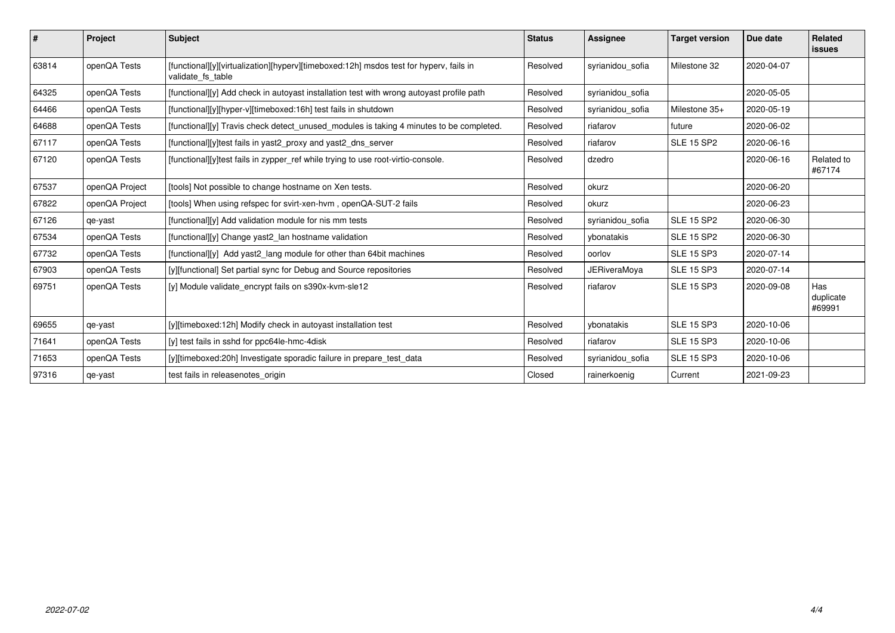| # | Project | Subject | Status | Assignee | Target version | Due date | Related issues |
|---|---|---|---|---|---|---|---|
| 63814 | openQA Tests | [functional][y][virtualization][hyperv][timeboxed:12h] msdos test for hyperv, fails in validate_fs_table | Resolved | syrianidou_sofia | Milestone 32 | 2020-04-07 | |
| 64325 | openQA Tests | [functional][y] Add check in autoyast installation test with wrong autoyast profile path | Resolved | syrianidou_sofia | | 2020-05-05 | |
| 64466 | openQA Tests | [functional][y][hyper-v][timeboxed:16h] test fails in shutdown | Resolved | syrianidou_sofia | Milestone 35+ | 2020-05-19 | |
| 64688 | openQA Tests | [functional][y] Travis check detect_unused_modules is taking 4 minutes to be completed. | Resolved | riafarov | future | 2020-06-02 | |
| 67117 | openQA Tests | [functional][y]test fails in yast2_proxy and yast2_dns_server | Resolved | riafarov | SLE 15 SP2 | 2020-06-16 | |
| 67120 | openQA Tests | [functional][y]test fails in zypper_ref while trying to use root-virtio-console. | Resolved | dzedro | | 2020-06-16 | Related to #67174 |
| 67537 | openQA Project | [tools] Not possible to change hostname on Xen tests. | Resolved | okurz | | 2020-06-20 | |
| 67822 | openQA Project | [tools] When using refspec for svirt-xen-hvm , openQA-SUT-2 fails | Resolved | okurz | | 2020-06-23 | |
| 67126 | qe-yast | [functional][y] Add validation module for nis mm tests | Resolved | syrianidou_sofia | SLE 15 SP2 | 2020-06-30 | |
| 67534 | openQA Tests | [functional][y] Change yast2_lan hostname validation | Resolved | ybonatakis | SLE 15 SP2 | 2020-06-30 | |
| 67732 | openQA Tests | [functional][y]  Add yast2_lang module for other than 64bit machines | Resolved | oorlov | SLE 15 SP3 | 2020-07-14 | |
| 67903 | openQA Tests | [y][functional] Set partial sync for Debug and Source repositories | Resolved | JERiveraMoya | SLE 15 SP3 | 2020-07-14 | |
| 69751 | openQA Tests | [y] Module validate_encrypt fails on s390x-kvm-sle12 | Resolved | riafarov | SLE 15 SP3 | 2020-09-08 | Has duplicate #69991 |
| 69655 | qe-yast | [y][timeboxed:12h] Modify check in autoyast installation test | Resolved | ybonatakis | SLE 15 SP3 | 2020-10-06 | |
| 71641 | openQA Tests | [y] test fails in sshd for ppc64le-hmc-4disk | Resolved | riafarov | SLE 15 SP3 | 2020-10-06 | |
| 71653 | openQA Tests | [y][timeboxed:20h] Investigate sporadic failure in prepare_test_data | Resolved | syrianidou_sofia | SLE 15 SP3 | 2020-10-06 | |
| 97316 | qe-yast | test fails in releasenotes_origin | Closed | rainerkoenig | Current | 2021-09-23 | |